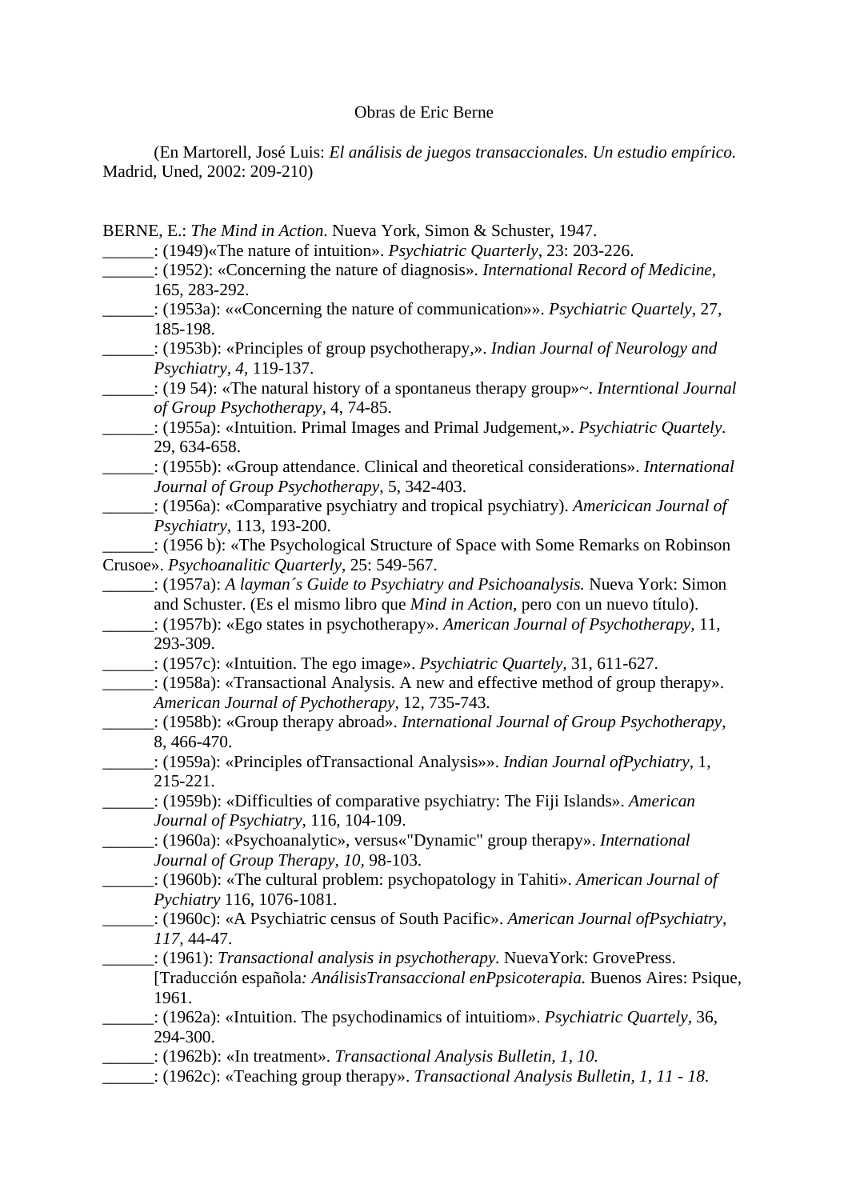Obras de Eric Berne

(En Martorell, José Luis: *El análisis de juegos transaccionales. Un estudio empírico.* Madrid, Uned, 2002: 209-210)

BERNE, E.: *The Mind in Action*. Nueva York, Simon & Schuster, 1947.

______: (1949)«The nature of intuition». *Psychiatric Quarterly*, 23: 203-226.

______: (1952): «Concerning the nature of diagnosis». *International Record of Medicine,* 165, 283-292.

______: (1953a): ««Concerning the nature of communication»». *Psychiatric Quartely,* 27, 185-198.

______: (1953b): «Principles of group psychotherapy,». *Indian Journal of Neurology and Psychiatry, 4,* 119-137.

______: (19 54): «The natural history of a spontaneus therapy group»~. *Interntional Journal of Group Psychotherapy*, 4, 74-85.

______: (1955a): «Intuition. Primal Images and Primal Judgement,». *Psychiatric Quartely.* 29, 634-658.

______: (1955b): «Group attendance. Clinical and theoretical considerations». *International Journal of Group Psychotherapy,* 5, 342-403.

______: (1956a): «Comparative psychiatry and tropical psychiatry). *Americican Journal of Psychiatry*, 113, 193-200.

______: (1956 b): «The Psychological Structure of Space with Some Remarks on Robinson Crusoe». *Psychoanalitic Quarterly*, 25: 549-567.

______: (1957a): *A layman´s Guide to Psychiatry and Psichoanalysis.* Nueva York: Simon and Schuster. (Es el mismo libro que *Mind in Action*, pero con un nuevo título).

______: (1957b): «Ego states in psychotherapy». *American Journal of Psychotherapy,* 11, 293-309.

______: (1957c): «Intuition. The ego image». *Psychiatric Quartely,* 31, 611-627.

______: (1958a): «Transactional Analysis. A new and effective method of group therapy». *American Journal of Pychotherapy,* 12, 735-743.

______: (1958b): «Group therapy abroad». *International Journal of Group Psychotherapy,* 8, 466-470.

______: (1959a): «Principles ofTransactional Analysis»». *Indian Journal ofPychiatry,* 1, 215-221.

______: (1959b): «Difficulties of comparative psychiatry: The Fiji Islands». *American Journal of Psychiatry*, 116, 104-109.

______: (1960a): «Psychoanalytic», versus«"Dynamic" group therapy». *International Journal of Group Therapy, 10,* 98-103.

______: (1960b): «The cultural problem: psychopatology in Tahiti». *American Journal of Pychiatry* 116, 1076-1081.

______: (1960c): «A Psychiatric census of South Pacific». *American Journal ofPsychiatry, 117,* 44-47.

______: (1961): *Transactional analysis in psychotherapy.* NuevaYork: GrovePress. [Traducción española*: AnálisisTransaccional enPpsicoterapia.* Buenos Aires: Psique, 1961.

______: (1962a): «Intuition. The psychodinamics of intuitiom». *Psychiatric Quartely,* 36, 294-300.

______: (1962b): «In treatment». *Transactional Analysis Bulletin, 1, 10.*

______: (1962c): «Teaching group therapy». *Transactional Analysis Bulletin, 1, 11 - 18.*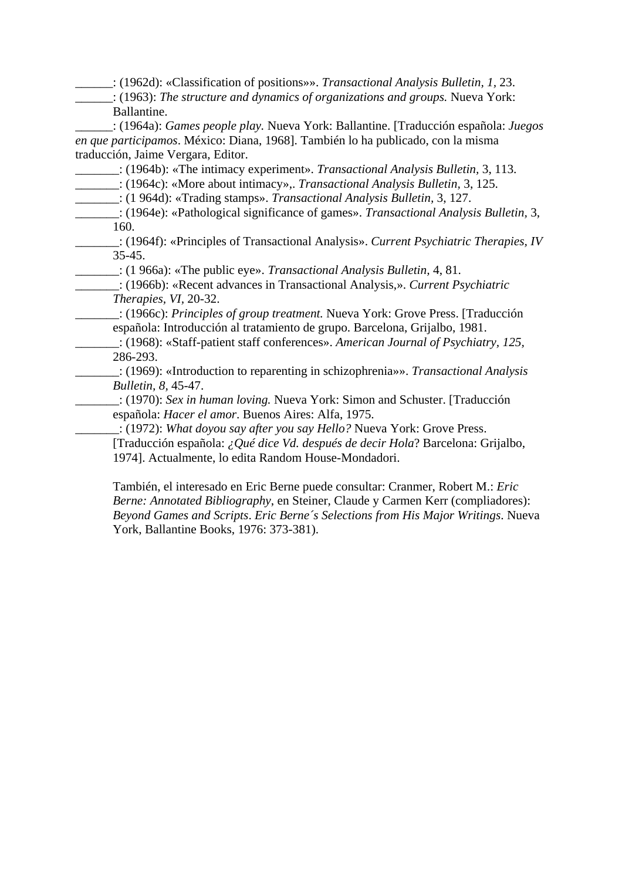______: (1962d): «Classification of positions»». *Transactional Analysis Bulletin*, *1*, 23.

______: (1963): *The structure and dynamics of organizations and groups.* Nueva York: Ballantine.

______: (1964a): *Games people play.* Nueva York: Ballantine. [Traducción española: *Juegos en que participamos*. México: Diana, 1968]. También lo ha publicado, con la misma traducción, Jaime Vergara, Editor.

_______: (1964b): «The intimacy experiment». *Transactional Analysis Bulletin*, 3, 113.

_______: (1964c): «More about intimacy»,. *Transactional Analysis Bulletin*, 3, 125.

_______: (1 964d): «Trading stamps». *Transactional Analysis Bulletin*, 3, 127.

_______: (1964e): «Pathological significance of games». *Transactional Analysis Bulletin*, 3, 160.

_______: (1964f): «Principles of Transactional Analysis». *Current Psychiatric Therapies*, *IV* 35-45.

_______: (1 966a): «The public eye». *Transactional Analysis Bulletin*, 4, 81.

_______: (1966b): «Recent advances in Transactional Analysis,». *Current Psychiatric Therapies*, *VI*, 20-32.

_______: (1966c): *Principles of group treatment.* Nueva York: Grove Press. [Traducción española: Introducción al tratamiento de grupo. Barcelona, Grijalbo, 1981.

_______: (1968): «Staff-patient staff conferences». *American Journal of Psychiatry*, *125*, 286-293.

_______: (1969): «Introduction to reparenting in schizophrenia»». *Transactional Analysis Bulletin*, *8*, 45-47.

_______: (1970): *Sex in human loving.* Nueva York: Simon and Schuster. [Traducción española: *Hacer el amor*. Buenos Aires: Alfa, 1975.

_______: (1972): *What doyou say after you say Hello?* Nueva York: Grove Press. [Traducción española: *¿Qué dice Vd. después de decir Hola*? Barcelona: Grijalbo, 1974]. Actualmente, lo edita Random House-Mondadori.

También, el interesado en Eric Berne puede consultar: Cranmer, Robert M.: *Eric Berne: Annotated Bibliography*, en Steiner, Claude y Carmen Kerr (compliadores): *Beyond Games and Scripts*. *Eric Berne´s Selections from His Major Writings*. Nueva York, Ballantine Books, 1976: 373-381).